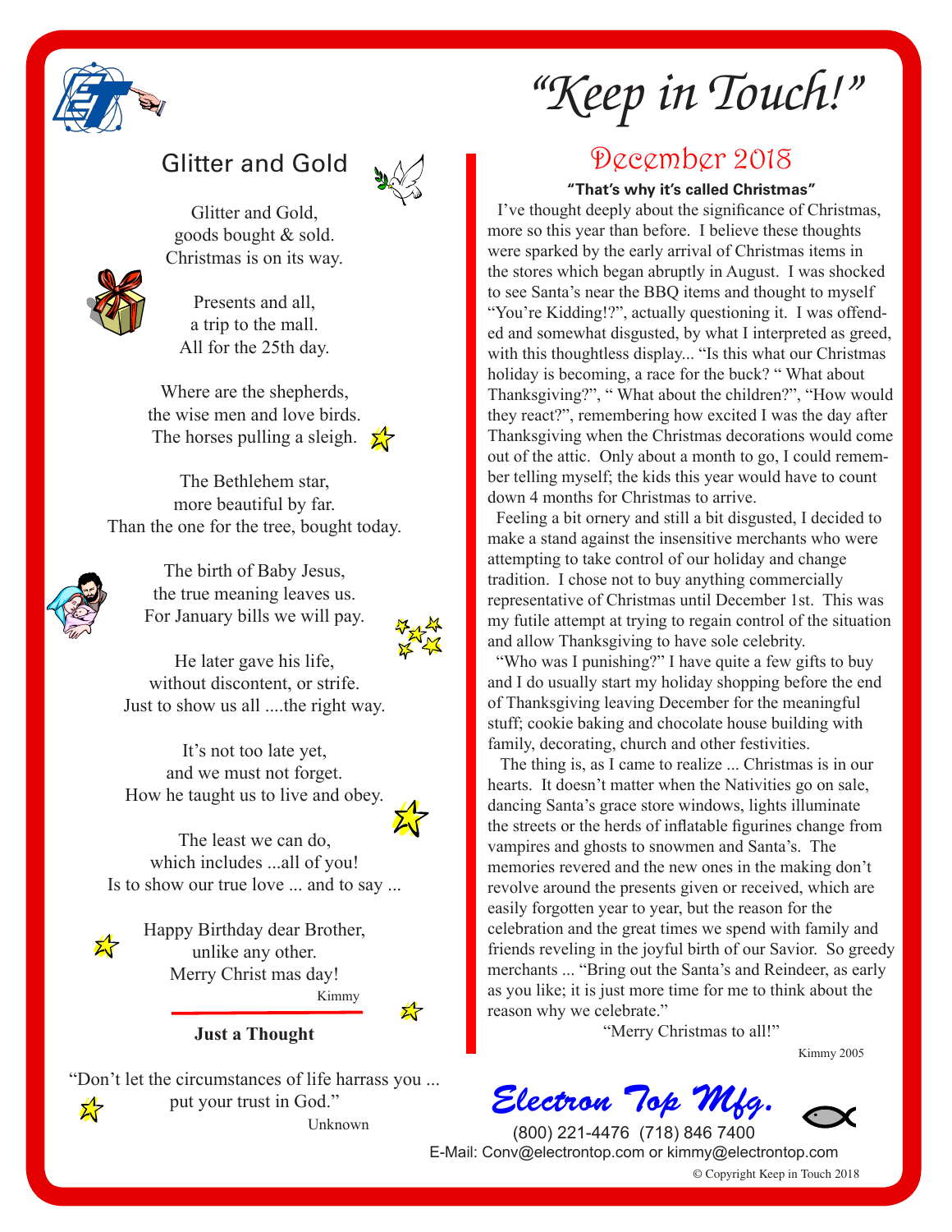# "Keep in Touch!"

## Glitter and Gold

Glitter and Gold,
goods bought & sold.
Christmas is on its way.

Presents and all,
a trip to the mall.
All for the 25th day.

Where are the shepherds,
the wise men and love birds.
The horses pulling a sleigh.

The Bethlehem star,
more beautiful by far.
Than the one for the tree, bought today.

The birth of Baby Jesus,
the true meaning leaves us.
For January bills we will pay.

He later gave his life,
without discontent, or strife.
Just to show us all ....the right way.

It's not too late yet,
and we must not forget.
How he taught us to live and obey.

The least we can do,
which includes ...all of you!
Is to show our true love ... and to say ...

Happy Birthday dear Brother,
unlike any other.
Merry Christ mas day!

Kimmy

**Just a Thought**

"Don't let the circumstances of life harrass you ...
put your trust in God."

Unknown

## December 2018

**"That's why it's called Christmas"**

I've thought deeply about the significance of Christmas, more so this year than before. I believe these thoughts were sparked by the early arrival of Christmas items in the stores which began abruptly in August. I was shocked to see Santa's near the BBQ items and thought to myself "You're Kidding!?", actually questioning it. I was offended and somewhat disgusted, by what I interpreted as greed, with this thoughtless display... "Is this what our Christmas holiday is becoming, a race for the buck? " What about Thanksgiving?", " What about the children?", "How would they react?", remembering how excited I was the day after Thanksgiving when the Christmas decorations would come out of the attic. Only about a month to go, I could remember telling myself; the kids this year would have to count down 4 months for Christmas to arrive.

Feeling a bit ornery and still a bit disgusted, I decided to make a stand against the insensitive merchants who were attempting to take control of our holiday and change tradition. I chose not to buy anything commercially representative of Christmas until December 1st. This was my futile attempt at trying to regain control of the situation and allow Thanksgiving to have sole celebrity.

"Who was I punishing?" I have quite a few gifts to buy and I do usually start my holiday shopping before the end of Thanksgiving leaving December for the meaningful stuff; cookie baking and chocolate house building with family, decorating, church and other festivities.

The thing is, as I came to realize ... Christmas is in our hearts. It doesn't matter when the Nativities go on sale, dancing Santa's grace store windows, lights illuminate the streets or the herds of inflatable figurines change from vampires and ghosts to snowmen and Santa's. The memories revered and the new ones in the making don't revolve around the presents given or received, which are easily forgotten year to year, but the reason for the celebration and the great times we spend with family and friends reveling in the joyful birth of our Savior. So greedy merchants ... "Bring out the Santa's and Reindeer, as early as you like; it is just more time for me to think about the reason why we celebrate."

"Merry Christmas to all!"

Kimmy 2005

**Electron Top Mfg.**

(800) 221-4476 (718) 846 7400
E-Mail: Conv@electrontop.com or kimmy@electrontop.com

© Copyright Keep in Touch 2018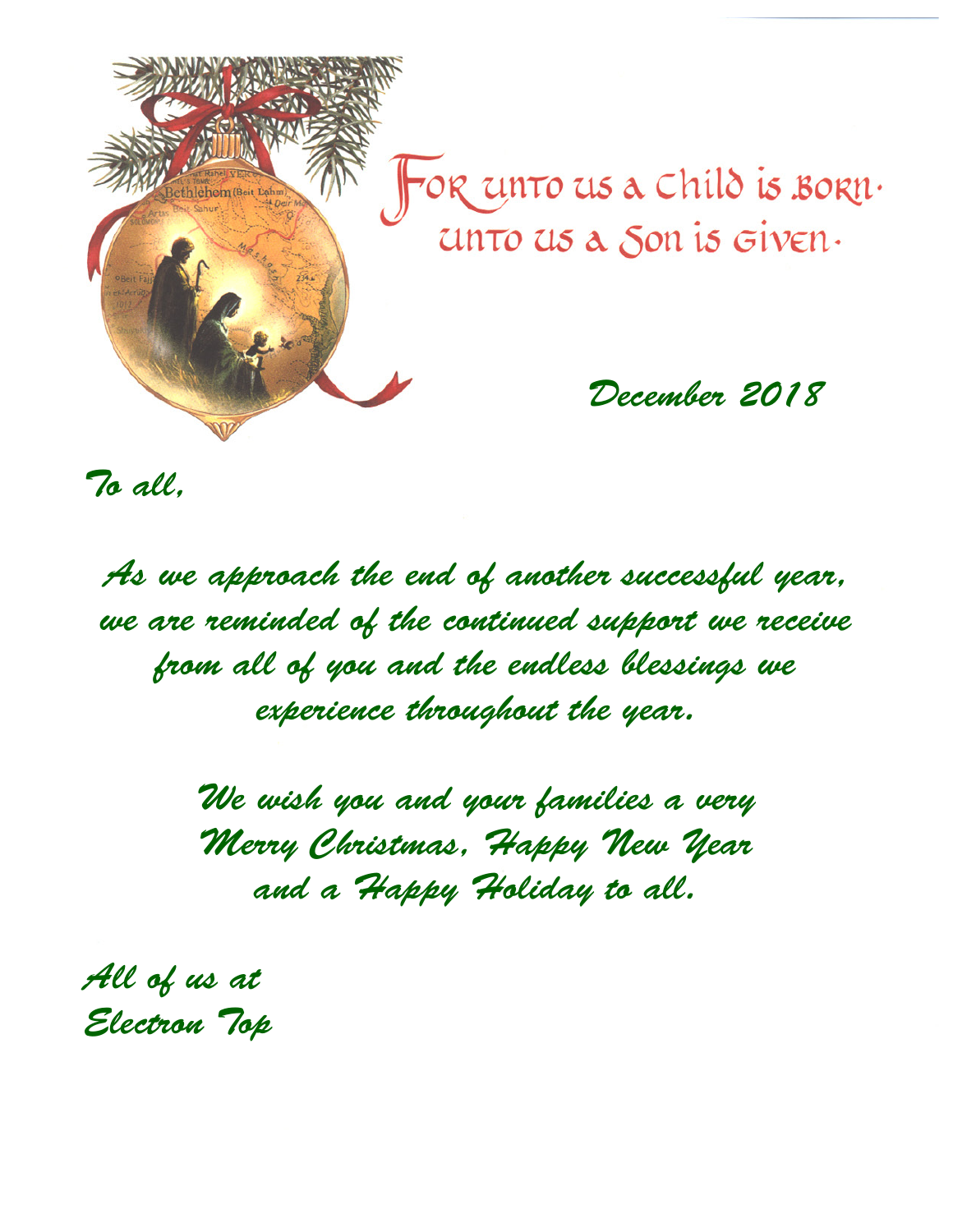For unto us a Child is born.
unto us a Son is given.

*December 2018*

*To all,*

*As we approach the end of another successful year, we are reminded of the continued support we receive from all of you and the endless blessings we experience throughout the year.*

*We wish you and your families a very Merry Christmas, Happy New Year and a Happy Holiday to all.*

*All of us at*
*Electron Top*